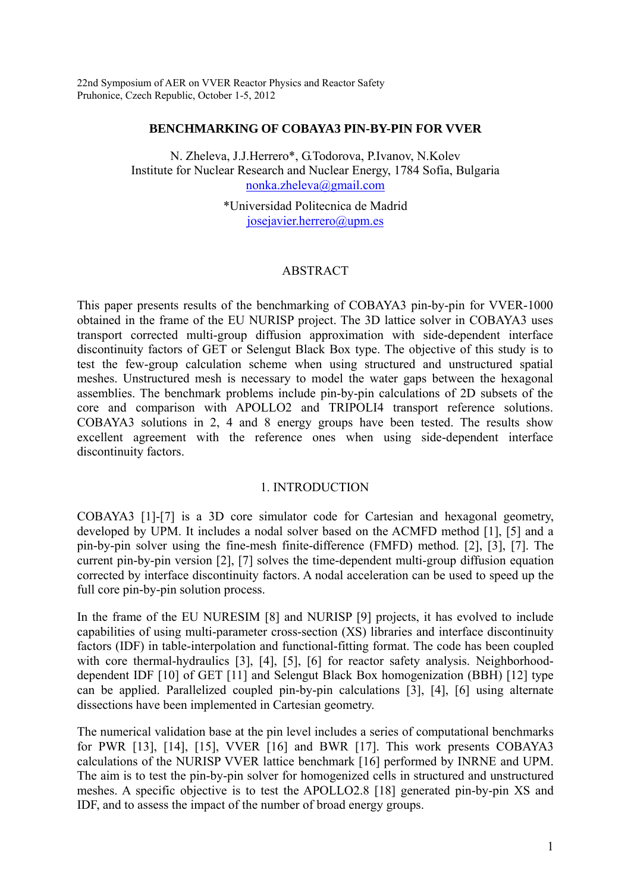22nd Symposium of AER on VVER Reactor Physics and Reactor Safety
Pruhonice, Czech Republic, October 1-5, 2012

# BENCHMARKING OF COBAYA3 PIN-BY-PIN FOR VVER

N. Zheleva, J.J.Herrero*, G.Todorova, P.Ivanov, N.Kolev
Institute for Nuclear Research and Nuclear Energy, 1784 Sofia, Bulgaria
nonka.zheleva@gmail.com

*Universidad Politecnica de Madrid
josejavier.herrero@upm.es

## ABSTRACT

This paper presents results of the benchmarking of COBAYA3 pin-by-pin for VVER-1000 obtained in the frame of the EU NURISP project. The 3D lattice solver in COBAYA3 uses transport corrected multi-group diffusion approximation with side-dependent interface discontinuity factors of GET or Selengut Black Box type. The objective of this study is to test the few-group calculation scheme when using structured and unstructured spatial meshes. Unstructured mesh is necessary to model the water gaps between the hexagonal assemblies. The benchmark problems include pin-by-pin calculations of 2D subsets of the core and comparison with APOLLO2 and TRIPOLI4 transport reference solutions. COBAYA3 solutions in 2, 4 and 8 energy groups have been tested. The results show excellent agreement with the reference ones when using side-dependent interface discontinuity factors.

## 1. INTRODUCTION

COBAYA3 [1]-[7] is a 3D core simulator code for Cartesian and hexagonal geometry, developed by UPM. It includes a nodal solver based on the ACMFD method [1], [5] and a pin-by-pin solver using the fine-mesh finite-difference (FMFD) method. [2], [3], [7]. The current pin-by-pin version [2], [7] solves the time-dependent multi-group diffusion equation corrected by interface discontinuity factors. A nodal acceleration can be used to speed up the full core pin-by-pin solution process.

In the frame of the EU NURESIM [8] and NURISP [9] projects, it has evolved to include capabilities of using multi-parameter cross-section (XS) libraries and interface discontinuity factors (IDF) in table-interpolation and functional-fitting format. The code has been coupled with core thermal-hydraulics [3], [4], [5], [6] for reactor safety analysis. Neighborhood-dependent IDF [10] of GET [11] and Selengut Black Box homogenization (BBH) [12] type can be applied. Parallelized coupled pin-by-pin calculations [3], [4], [6] using alternate dissections have been implemented in Cartesian geometry.

The numerical validation base at the pin level includes a series of computational benchmarks for PWR [13], [14], [15], VVER [16] and BWR [17]. This work presents COBAYA3 calculations of the NURISP VVER lattice benchmark [16] performed by INRNE and UPM. The aim is to test the pin-by-pin solver for homogenized cells in structured and unstructured meshes. A specific objective is to test the APOLLO2.8 [18] generated pin-by-pin XS and IDF, and to assess the impact of the number of broad energy groups.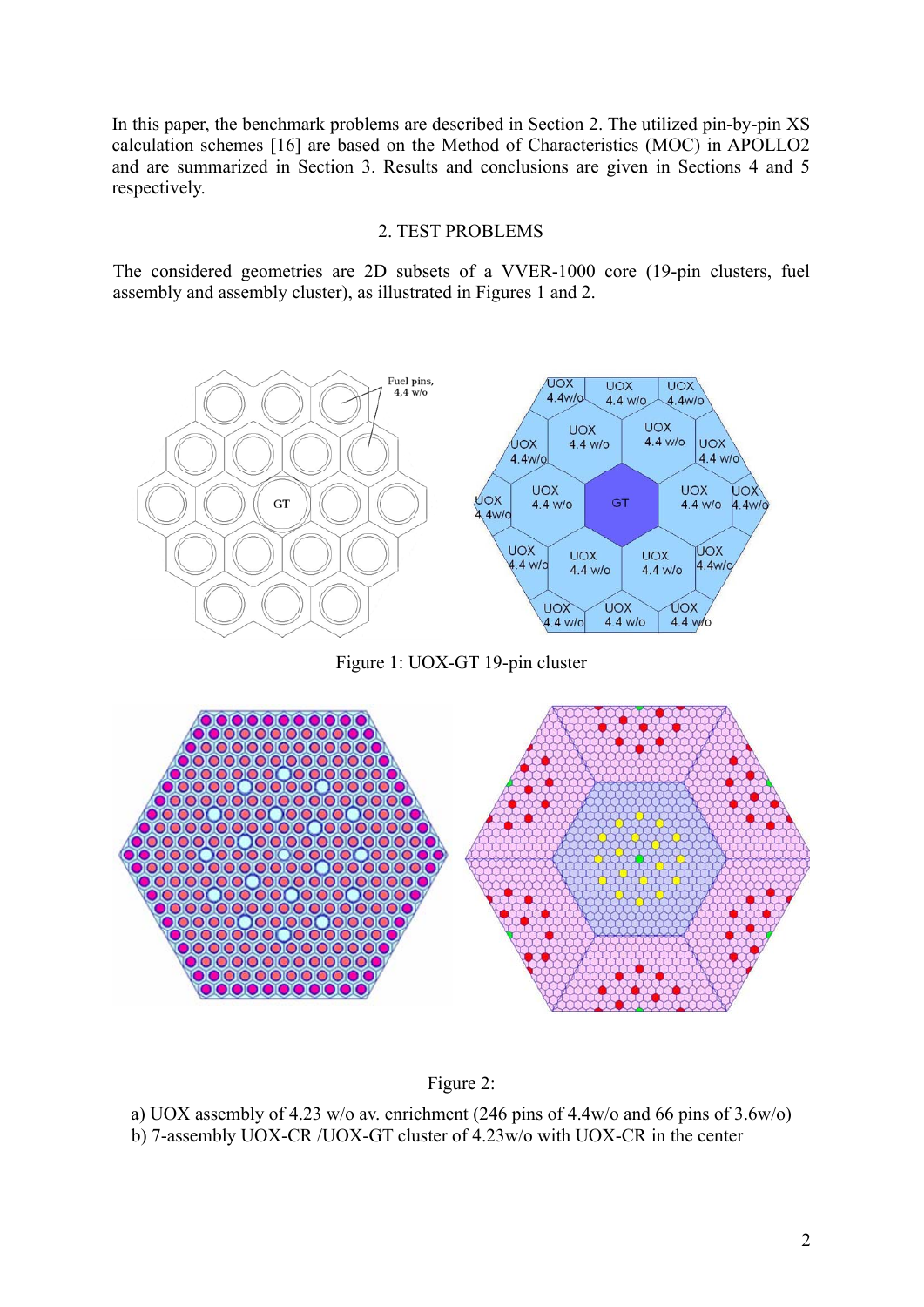In this paper, the benchmark problems are described in Section 2. The utilized pin-by-pin XS calculation schemes [16] are based on the Method of Characteristics (MOC) in APOLLO2 and are summarized in Section 3. Results and conclusions are given in Sections 4 and 5 respectively.

## 2. TEST PROBLEMS

The considered geometries are 2D subsets of a VVER-1000 core (19-pin clusters, fuel assembly and assembly cluster), as illustrated in Figures 1 and 2.

Figure 1: UOX-GT 19-pin cluster

Figure 2:

a) UOX assembly of 4.23 w/o av. enrichment (246 pins of 4.4w/o and 66 pins of 3.6w/o)
b) 7-assembly UOX-CR /UOX-GT cluster of 4.23w/o with UOX-CR in the center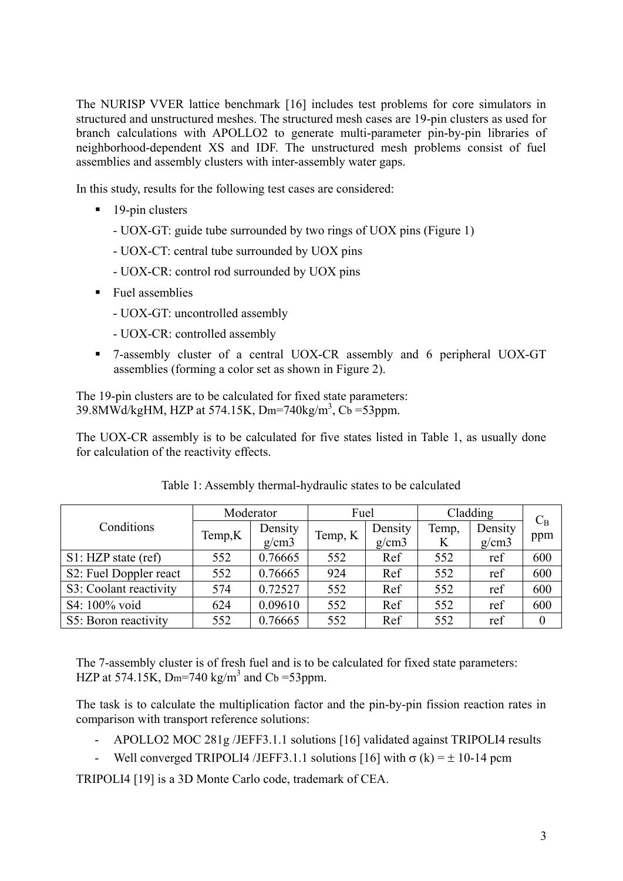The NURISP VVER lattice benchmark [16] includes test problems for core simulators in structured and unstructured meshes. The structured mesh cases are 19-pin clusters as used for branch calculations with APOLLO2 to generate multi-parameter pin-by-pin libraries of neighborhood-dependent XS and IDF. The unstructured mesh problems consist of fuel assemblies and assembly clusters with inter-assembly water gaps.

In this study, results for the following test cases are considered:

- 19-pin clusters
  - UOX-GT: guide tube surrounded by two rings of UOX pins (Figure 1)
  - UOX-CT: central tube surrounded by UOX pins
  - UOX-CR: control rod surrounded by UOX pins
- Fuel assemblies
  - UOX-GT: uncontrolled assembly
  - UOX-CR: controlled assembly
- 7-assembly cluster of a central UOX-CR assembly and 6 peripheral UOX-GT assemblies (forming a color set as shown in Figure 2).

The 19-pin clusters are to be calculated for fixed state parameters:
39.8MWd/kgHM, HZP at 574.15K, Dm=740kg/m$^3$, $C_b$ =53ppm.

The UOX-CR assembly is to be calculated for five states listed in Table 1, as usually done for calculation of the reactivity effects.

Table 1: Assembly thermal-hydraulic states to be calculated

| Conditions | Moderator | | Fuel | | Cladding | | $C_B$ ppm |
|---|---|---|---|---|---|---|---|
| | Temp,K | Density g/cm3 | Temp, K | Density g/cm3 | Temp, K | Density g/cm3 | |
| S1: HZP state (ref) | 552 | 0.76665 | 552 | Ref | 552 | ref | 600 |
| S2: Fuel Doppler react | 552 | 0.76665 | 924 | Ref | 552 | ref | 600 |
| S3: Coolant reactivity | 574 | 0.72527 | 552 | Ref | 552 | ref | 600 |
| S4: 100% void | 624 | 0.09610 | 552 | Ref | 552 | ref | 600 |
| S5: Boron reactivity | 552 | 0.76665 | 552 | Ref | 552 | ref | 0 |

The 7-assembly cluster is of fresh fuel and is to be calculated for fixed state parameters:
HZP at 574.15K, Dm=740 kg/m$^3$ and $C_b$ =53ppm.

The task is to calculate the multiplication factor and the pin-by-pin fission reaction rates in comparison with transport reference solutions:

- APOLLO2 MOC 281g /JEFF3.1.1 solutions [16] validated against TRIPOLI4 results
- Well converged TRIPOLI4 /JEFF3.1.1 solutions [16] with $\sigma$ (k) = ± 10-14 pcm

TRIPOLI4 [19] is a 3D Monte Carlo code, trademark of CEA.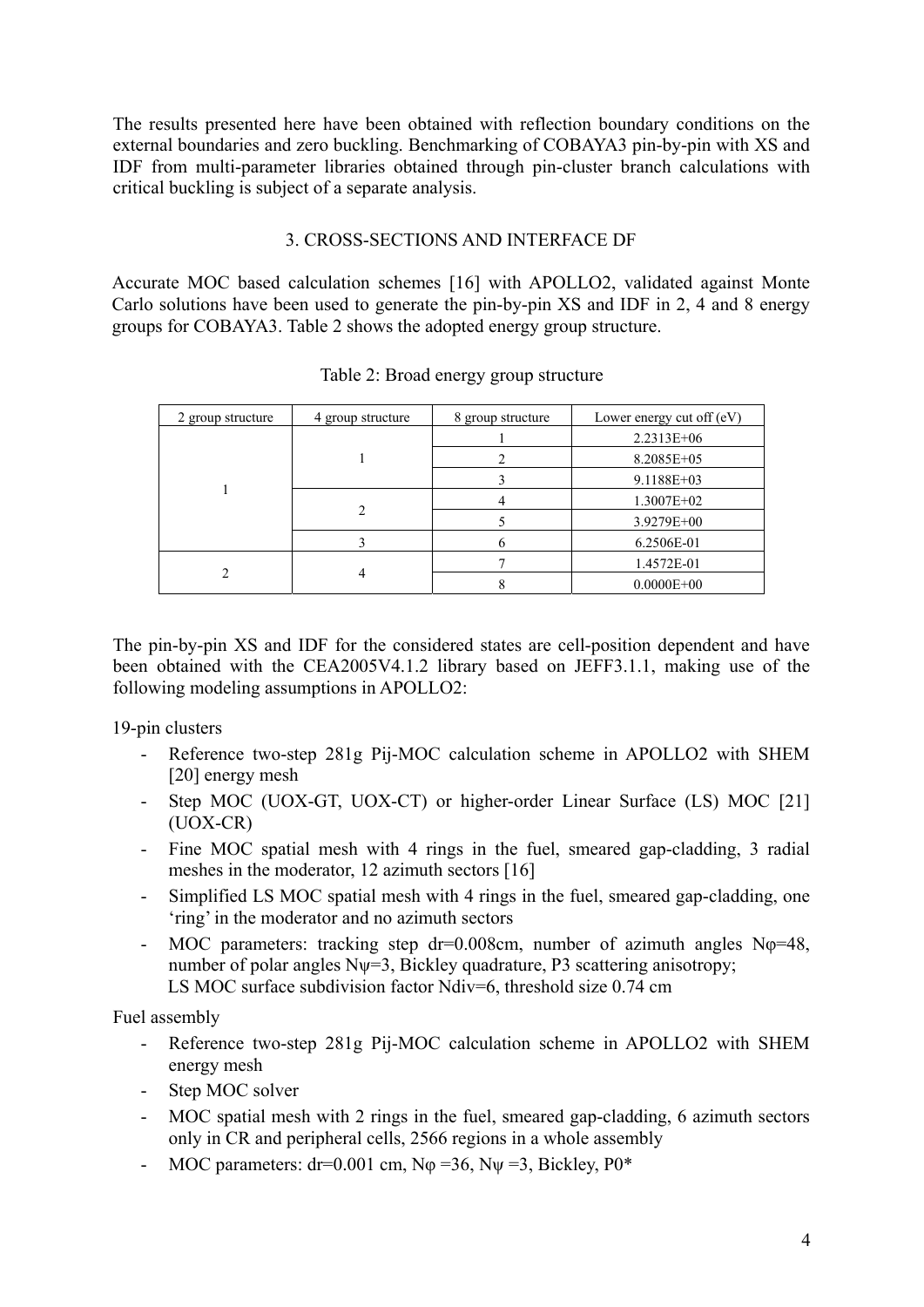The results presented here have been obtained with reflection boundary conditions on the external boundaries and zero buckling. Benchmarking of COBAYA3 pin-by-pin with XS and IDF from multi-parameter libraries obtained through pin-cluster branch calculations with critical buckling is subject of a separate analysis.

## 3. CROSS-SECTIONS AND INTERFACE DF

Accurate MOC based calculation schemes [16] with APOLLO2, validated against Monte Carlo solutions have been used to generate the pin-by-pin XS and IDF in 2, 4 and 8 energy groups for COBAYA3. Table 2 shows the adopted energy group structure.

Table 2: Broad energy group structure

| 2 group structure | 4 group structure | 8 group structure | Lower energy cut off (eV) |
|---|---|---|---|
| 1 | 1 | 1 | 2.2313E+06 |
| | | 2 | 8.2085E+05 |
| | | 3 | 9.1188E+03 |
| | 2 | 4 | 1.3007E+02 |
| | | 5 | 3.9279E+00 |
| | 3 | 6 | 6.2506E-01 |
| 2 | 4 | 7 | 1.4572E-01 |
| | | 8 | 0.0000E+00 |

The pin-by-pin XS and IDF for the considered states are cell-position dependent and have been obtained with the CEA2005V4.1.2 library based on JEFF3.1.1, making use of the following modeling assumptions in APOLLO2:

19-pin clusters

- Reference two-step 281g Pij-MOC calculation scheme in APOLLO2 with SHEM [20] energy mesh
- Step MOC (UOX-GT, UOX-CT) or higher-order Linear Surface (LS) MOC [21] (UOX-CR)
- Fine MOC spatial mesh with 4 rings in the fuel, smeared gap-cladding, 3 radial meshes in the moderator, 12 azimuth sectors [16]
- Simplified LS MOC spatial mesh with 4 rings in the fuel, smeared gap-cladding, one 'ring' in the moderator and no azimuth sectors
- MOC parameters: tracking step dr=0.008cm, number of azimuth angles Nφ=48, number of polar angles Nψ=3, Bickley quadrature, P3 scattering anisotropy;
  LS MOC surface subdivision factor Ndiv=6, threshold size 0.74 cm

Fuel assembly

- Reference two-step 281g Pij-MOC calculation scheme in APOLLO2 with SHEM energy mesh
- Step MOC solver
- MOC spatial mesh with 2 rings in the fuel, smeared gap-cladding, 6 azimuth sectors only in CR and peripheral cells, 2566 regions in a whole assembly
- MOC parameters: dr=0.001 cm, Nφ =36, Nψ =3, Bickley, P0*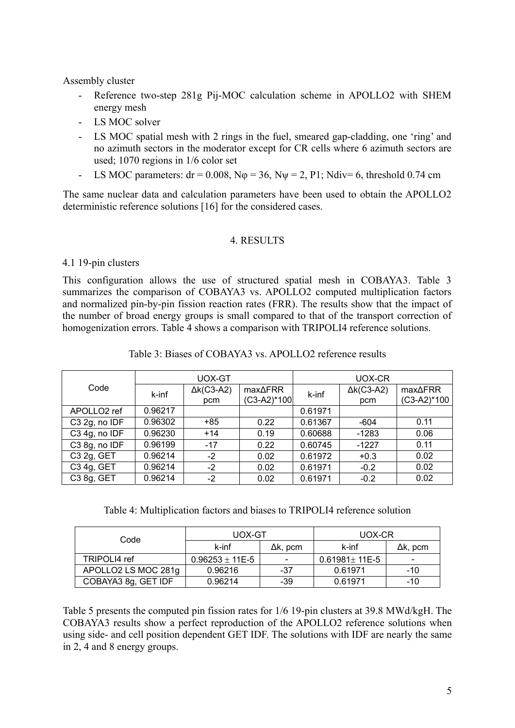Assembly cluster

- Reference two-step 281g Pij-MOC calculation scheme in APOLLO2 with SHEM energy mesh
- LS MOC solver
- LS MOC spatial mesh with 2 rings in the fuel, smeared gap-cladding, one 'ring' and no azimuth sectors in the moderator except for CR cells where 6 azimuth sectors are used; 1070 regions in 1/6 color set
- LS MOC parameters: dr = 0.008, $N\varphi$ = 36, $N\psi$ = 2, P1; Ndiv= 6, threshold 0.74 cm

The same nuclear data and calculation parameters have been used to obtain the APOLLO2 deterministic reference solutions [16] for the considered cases.

## 4. RESULTS

### 4.1 19-pin clusters

This configuration allows the use of structured spatial mesh in COBAYA3. Table 3 summarizes the comparison of COBAYA3 vs. APOLLO2 computed multiplication factors and normalized pin-by-pin fission reaction rates (FRR). The results show that the impact of the number of broad energy groups is small compared to that of the transport correction of homogenization errors. Table 4 shows a comparison with TRIPOLI4 reference solutions.

Table 3: Biases of COBAYA3 vs. APOLLO2 reference results

| Code | UOX-GT | | | UOX-CR | | |
|---|---|---|---|---|---|---|
| | k-inf | Δk(C3-A2) pcm | maxΔFRR (C3-A2)*100 | k-inf | Δk(C3-A2) pcm | maxΔFRR (C3-A2)*100 |
| APOLLO2 ref | 0.96217 | | | 0.61971 | | |
| C3 2g, no IDF | 0.96302 | +85 | 0.22 | 0.61367 | -604 | 0.11 |
| C3 4g, no IDF | 0.96230 | +14 | 0.19 | 0.60688 | -1283 | 0.06 |
| C3 8g, no IDF | 0.96199 | -17 | 0.22 | 0.60745 | -1227 | 0.11 |
| C3 2g, GET | 0.96214 | -2 | 0.02 | 0.61972 | +0.3 | 0.02 |
| C3 4g, GET | 0.96214 | -2 | 0.02 | 0.61971 | -0.2 | 0.02 |
| C3 8g, GET | 0.96214 | -2 | 0.02 | 0.61971 | -0.2 | 0.02 |

Table 4: Multiplication factors and biases to TRIPOLI4 reference solution

| Code | UOX-GT | | UOX-CR | |
|---|---|---|---|---|
| | k-inf | Δk, pcm | k-inf | Δk, pcm |
| TRIPOLI4 ref | 0.96253 ± 11E-5 | - | 0.61981± 11E-5 | - |
| APOLLO2 LS MOC 281g | 0.96216 | -37 | 0.61971 | -10 |
| COBAYA3 8g, GET IDF | 0.96214 | -39 | 0.61971 | -10 |

Table 5 presents the computed pin fission rates for 1/6 19-pin clusters at 39.8 MWd/kgH. The COBAYA3 results show a perfect reproduction of the APOLLO2 reference solutions when using side- and cell position dependent GET IDF. The solutions with IDF are nearly the same in 2, 4 and 8 energy groups.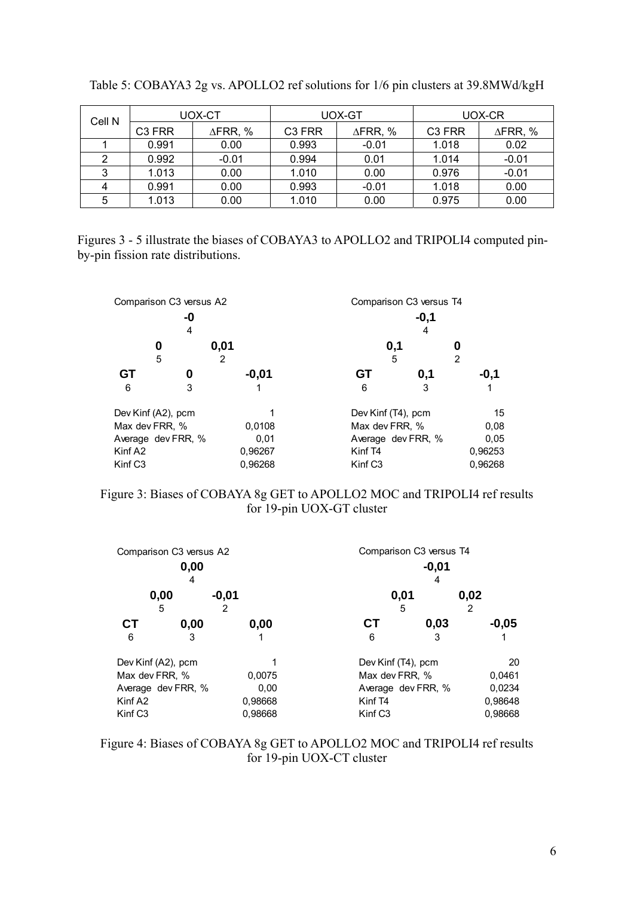Table 5: COBAYA3 2g vs. APOLLO2 ref solutions for 1/6 pin clusters at 39.8MWd/kgH

| Cell N | UOX-CT | | UOX-GT | | UOX-CR | |
|---|---|---|---|---|---|---|
| | C3 FRR | ΔFRR, % | C3 FRR | ΔFRR, % | C3 FRR | ΔFRR, % |
| 1 | 0.991 | 0.00 | 0.993 | -0.01 | 1.018 | 0.02 |
| 2 | 0.992 | -0.01 | 0.994 | 0.01 | 1.014 | -0.01 |
| 3 | 1.013 | 0.00 | 1.010 | 0.00 | 0.976 | -0.01 |
| 4 | 0.991 | 0.00 | 0.993 | -0.01 | 1.018 | 0.00 |
| 5 | 1.013 | 0.00 | 1.010 | 0.00 | 0.975 | 0.00 |

Figures 3 - 5 illustrate the biases of COBAYA3 to APOLLO2 and TRIPOLI4 computed pin-by-pin fission rate distributions.

Comparison C3 versus A2

| | | | | |
|---|---|---|---|---|
| | | **-0** (4) | | |
| | **0** (5) | | **0,01** (2) | |
| **GT** (6) | | **0** (3) | | **-0,01** (1) |

| | |
|---|---|
| Dev Kinf (A2), pcm | 1 |
| Max dev FRR, % | 0,0108 |
| Average dev FRR, % | 0,01 |
| Kinf A2 | 0,96267 |
| Kinf C3 | 0,96268 |

Comparison C3 versus T4

| | | | | |
|---|---|---|---|---|
| | | **-0,1** (4) | | |
| | **0,1** (5) | | **0** (2) | |
| **GT** (6) | | **0,1** (3) | | **-0,1** (1) |

| | |
|---|---|
| Dev Kinf (T4), pcm | 15 |
| Max dev FRR, % | 0,08 |
| Average dev FRR, % | 0,05 |
| Kinf T4 | 0,96253 |
| Kinf C3 | 0,96268 |

Figure 3: Biases of COBAYA 8g GET to APOLLO2 MOC and TRIPOLI4 ref results for 19-pin UOX-GT cluster

Comparison C3 versus A2

| | | | | |
|---|---|---|---|---|
| | | **0,00** (4) | | |
| | **0,00** (5) | | **-0,01** (2) | |
| **CT** (6) | | **0,00** (3) | | **0,00** (1) |

| | |
|---|---|
| Dev Kinf (A2), pcm | 1 |
| Max dev FRR, % | 0,0075 |
| Average dev FRR, % | 0,00 |
| Kinf A2 | 0,98668 |
| Kinf C3 | 0,98668 |

Comparison C3 versus T4

| | | | | |
|---|---|---|---|---|
| | | **-0,01** (4) | | |
| | **0,01** (5) | | **0,02** (2) | |
| **CT** (6) | | **0,03** (3) | | **-0,05** (1) |

| | |
|---|---|
| Dev Kinf (T4), pcm | 20 |
| Max dev FRR, % | 0,0461 |
| Average dev FRR, % | 0,0234 |
| Kinf T4 | 0,98648 |
| Kinf C3 | 0,98668 |

Figure 4: Biases of COBAYA 8g GET to APOLLO2 MOC and TRIPOLI4 ref results for 19-pin UOX-CT cluster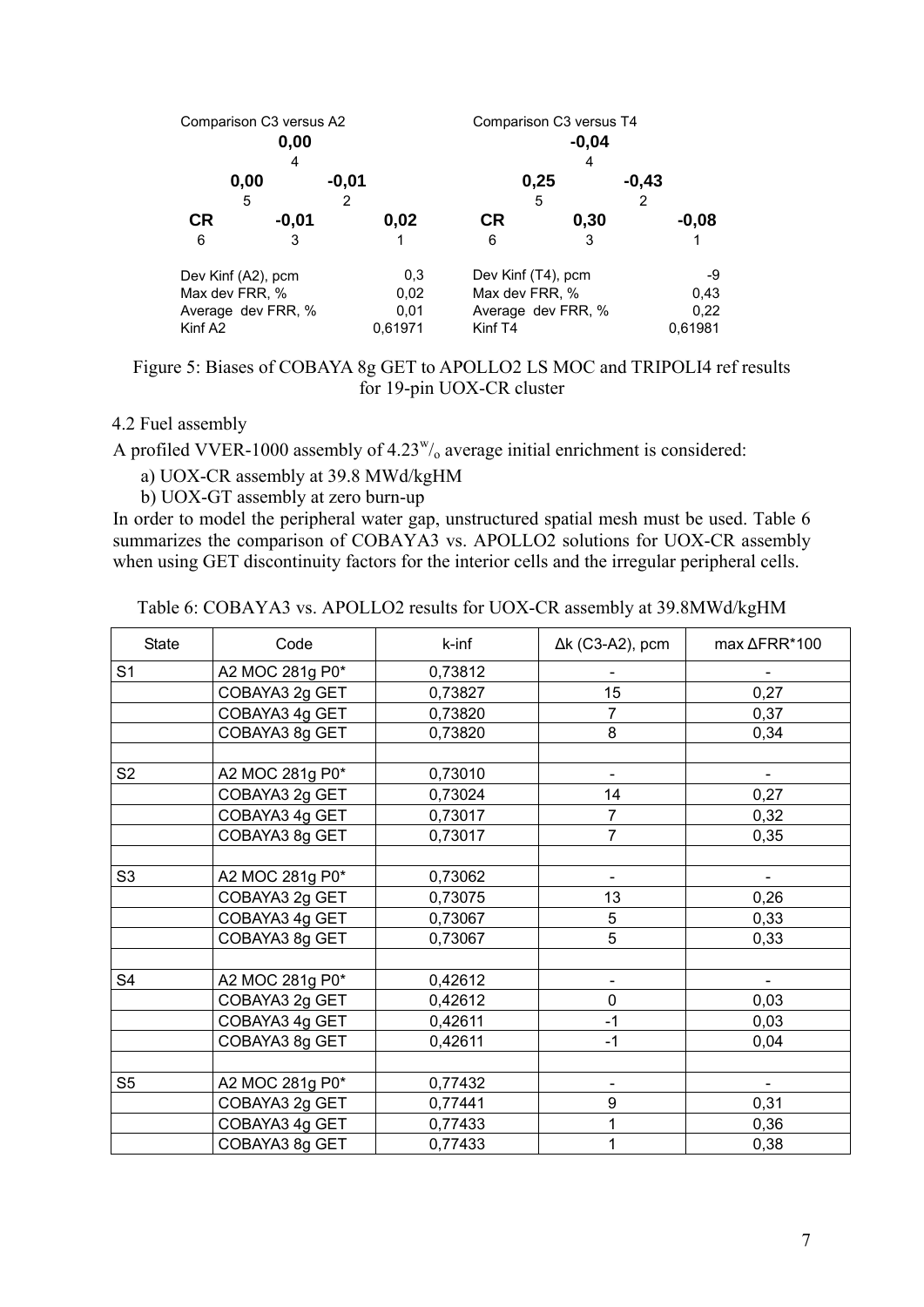Comparison C3 versus A2

|  |  |  |  |  |
|---|---|---|---|---|
|  |  | **0,00** |  |  |
|  |  | 4 |  |  |
|  | **0,00** |  | **-0,01** |  |
|  | 5 |  | 2 |  |
| **CR** |  | **-0,01** |  | **0,02** |
| 6 |  | 3 |  | 1 |

| | |
|---|---|
| Dev Kinf (A2), pcm | 0,3 |
| Max dev FRR, % | 0,02 |
| Average dev FRR, % | 0,01 |
| Kinf A2 | 0,61971 |

Comparison C3 versus T4

|  |  |  |  |  |
|---|---|---|---|---|
|  |  | **-0,04** |  |  |
|  |  | 4 |  |  |
|  | **0,25** |  | **-0,43** |  |
|  | 5 |  | 2 |  |
| **CR** |  | **0,30** |  | **-0,08** |
| 6 |  | 3 |  | 1 |

| | |
|---|---|
| Dev Kinf (T4), pcm | -9 |
| Max dev FRR, % | 0,43 |
| Average dev FRR, % | 0,22 |
| Kinf T4 | 0,61981 |

Figure 5: Biases of COBAYA 8g GET to APOLLO2 LS MOC and TRIPOLI4 ref results for 19-pin UOX-CR cluster

### 4.2 Fuel assembly

A profiled VVER-1000 assembly of 4.23$^{w}/_{o}$ average initial enrichment is considered:

a) UOX-CR assembly at 39.8 MWd/kgHM
b) UOX-GT assembly at zero burn-up

In order to model the peripheral water gap, unstructured spatial mesh must be used. Table 6 summarizes the comparison of COBAYA3 vs. APOLLO2 solutions for UOX-CR assembly when using GET discontinuity factors for the interior cells and the irregular peripheral cells.

Table 6: COBAYA3 vs. APOLLO2 results for UOX-CR assembly at 39.8MWd/kgHM

| State | Code | k-inf | Δk (C3-A2), pcm | max ΔFRR*100 |
|---|---|---|---|---|
| S1 | A2 MOC 281g P0* | 0,73812 | - | - |
| | COBAYA3 2g GET | 0,73827 | 15 | 0,27 |
| | COBAYA3 4g GET | 0,73820 | 7 | 0,37 |
| | COBAYA3 8g GET | 0,73820 | 8 | 0,34 |
| | | | | |
| S2 | A2 MOC 281g P0* | 0,73010 | - | - |
| | COBAYA3 2g GET | 0,73024 | 14 | 0,27 |
| | COBAYA3 4g GET | 0,73017 | 7 | 0,32 |
| | COBAYA3 8g GET | 0,73017 | 7 | 0,35 |
| | | | | |
| S3 | A2 MOC 281g P0* | 0,73062 | - | - |
| | COBAYA3 2g GET | 0,73075 | 13 | 0,26 |
| | COBAYA3 4g GET | 0,73067 | 5 | 0,33 |
| | COBAYA3 8g GET | 0,73067 | 5 | 0,33 |
| | | | | |
| S4 | A2 MOC 281g P0* | 0,42612 | - | - |
| | COBAYA3 2g GET | 0,42612 | 0 | 0,03 |
| | COBAYA3 4g GET | 0,42611 | -1 | 0,03 |
| | COBAYA3 8g GET | 0,42611 | -1 | 0,04 |
| | | | | |
| S5 | A2 MOC 281g P0* | 0,77432 | - | - |
| | COBAYA3 2g GET | 0,77441 | 9 | 0,31 |
| | COBAYA3 4g GET | 0,77433 | 1 | 0,36 |
| | COBAYA3 8g GET | 0,77433 | 1 | 0,38 |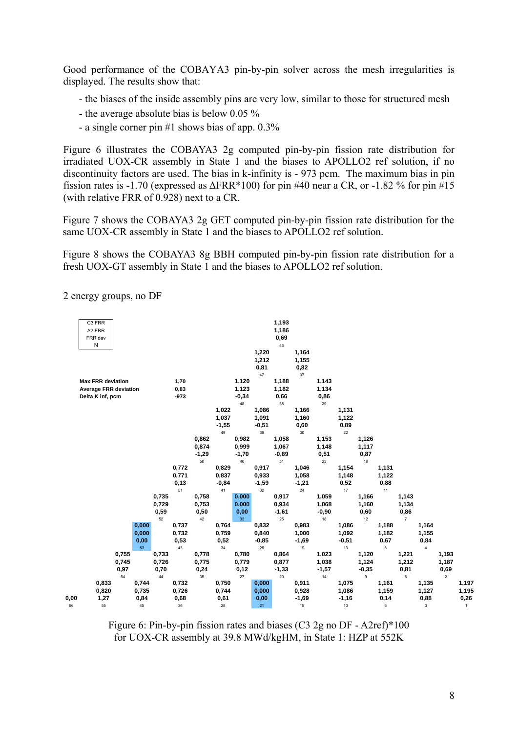Good performance of the COBAYA3 pin-by-pin solver across the mesh irregularities is displayed. The results show that:

- the biases of the inside assembly pins are very low, similar to those for structured mesh
- the average absolute bias is below 0.05 %
- a single corner pin #1 shows bias of app. 0.3%

Figure 6 illustrates the COBAYA3 2g computed pin-by-pin fission rate distribution for irradiated UOX-CR assembly in State 1 and the biases to APOLLO2 ref solution, if no discontinuity factors are used. The bias in k-infinity is - 973 pcm. The maximum bias in pin fission rates is -1.70 (expressed as ΔFRR*100) for pin #40 near a CR, or -1.82 % for pin #15 (with relative FRR of 0.928) next to a CR.

Figure 7 shows the COBAYA3 2g GET computed pin-by-pin fission rate distribution for the same UOX-CR assembly in State 1 and the biases to APOLLO2 ref solution.

Figure 8 shows the COBAYA3 8g BBH computed pin-by-pin fission rate distribution for a fresh UOX-GT assembly in State 1 and the biases to APOLLO2 ref solution.

2 energy groups, no DF

Legend (each cell): C3 FRR / A2 FRR / FRR dev / N

| Max FRR deviation | Average FRR deviation | Delta K inf, pcm |
|---|---|---|
| 1,70 | 0,83 | -973 |

| | | | | | | | | | | | | | | | | | | | |
|---|---|---|---|---|---|---|---|---|---|---|---|---|---|---|---|---|---|---|---|
| | | | | | | | | | | 1,193 / 1,186 / 0,69 / 46 | | | | | | | | | |
| | | | | | | | | | 1,220 / 1,212 / 0,81 / 47 | | 1,164 / 1,155 / 0,82 / 37 | | | | | | | | |
| | | | | | | | | 1,120 / 1,123 / -0,34 / 48 | | 1,188 / 1,182 / 0,66 / 38 | | 1,143 / 1,134 / 0,86 / 29 | | | | | | | |
| | | | | | | | 1,022 / 1,037 / -1,55 / 49 | | 1,086 / 1,091 / -0,51 / 39 | | 1,166 / 1,160 / 0,60 / 30 | | 1,131 / 1,122 / 0,89 / 22 | | | | | | |
| | | | | | | 0,862 / 0,874 / -1,29 / 50 | | 0,982 / 0,999 / -1,70 / 40 | | 1,058 / 1,067 / -0,89 / 31 | | 1,153 / 1,148 / 0,51 / 23 | | 1,126 / 1,117 / 0,87 / 16 | | | | | |
| | | | | | 0,772 / 0,771 / 0,13 / 51 | | 0,829 / 0,837 / -0,84 / 41 | | 0,917 / 0,933 / -1,59 / 32 | | 1,046 / 1,058 / -1,21 / 24 | | 1,154 / 1,148 / 0,52 / 17 | | 1,131 / 1,122 / 0,88 / 11 | | | | |
| | | | | 0,735 / 0,729 / 0,59 / 52 | | 0,758 / 0,753 / 0,50 / 42 | | 0,000 / 0,000 / 0,00 / 33 | | 0,917 / 0,934 / -1,61 / 25 | | 1,059 / 1,068 / -0,90 / 18 | | 1,166 / 1,160 / 0,60 / 12 | | 1,143 / 1,134 / 0,86 / 7 | | | |
| | | | 0,000 / 0,000 / 0,00 / 53 | | 0,737 / 0,732 / 0,53 / 43 | | 0,764 / 0,759 / 0,52 / 34 | | 0,832 / 0,840 / -0,85 / 26 | | 0,983 / 1,000 / -1,69 / 19 | | 1,086 / 1,092 / -0,51 / 13 | | 1,188 / 1,182 / 0,67 / 8 | | 1,164 / 1,155 / 0,84 / 4 | | |
| | | 0,755 / 0,745 / 0,97 / 54 | | 0,733 / 0,726 / 0,70 / 44 | | 0,778 / 0,775 / 0,24 / 35 | | 0,780 / 0,779 / 0,12 / 27 | | 0,864 / 0,877 / -1,33 / 20 | | 1,023 / 1,038 / -1,57 / 14 | | 1,120 / 1,124 / -0,35 / 9 | | 1,221 / 1,212 / 0,81 / 5 | | 1,193 / 1,187 / 0,69 / 2 | |
| 0,00 / 56 | 0,833 / 0,820 / 1,27 / 55 | | 0,744 / 0,735 / 0,84 / 45 | | 0,732 / 0,726 / 0,68 / 36 | | 0,750 / 0,744 / 0,61 / 28 | | 0,000 / 0,000 / 0,00 / 21 | | 0,911 / 0,928 / -1,69 / 15 | | 1,075 / 1,086 / -1,16 / 10 | | 1,161 / 1,159 / 0,14 / 6 | | 1,135 / 1,127 / 0,88 / 3 | | 1,197 / 1,195 / 0,26 / 1 |

Figure 6: Pin-by-pin fission rates and biases (C3 2g no DF - A2ref)*100 for UOX-CR assembly at 39.8 MWd/kgHM, in State 1: HZP at 552K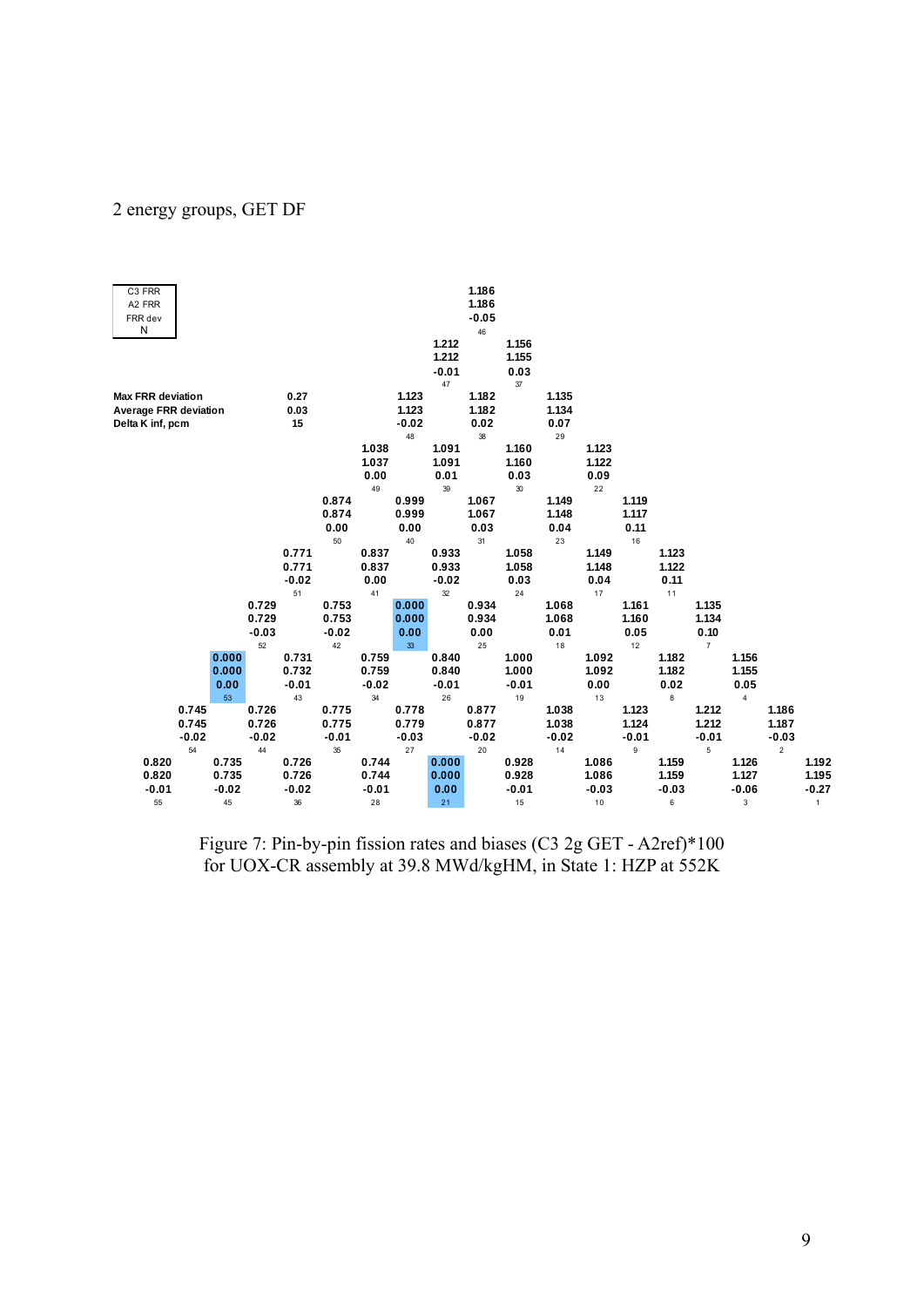2 energy groups, GET DF

Legend: C3 FRR / A2 FRR / FRR dev / N

| Max FRR deviation | 0.27 |
|---|---|
| Average FRR deviation | 0.03 |
| Delta K inf, pcm | 15 |

Pin-by-pin values, one row per map row, top to bottom:

| Map row | N | C3 FRR | A2 FRR | FRR dev |
|---|---|---|---|---|
| 1 | 46 | 1.186 | 1.186 | -0.05 |
| 2 | 47 | 1.212 | 1.212 | -0.01 |
| 2 | 37 | 1.156 | 1.155 | 0.03 |
| 3 | 48 | 1.123 | 1.123 | -0.02 |
| 3 | 38 | 1.182 | 1.182 | 0.02 |
| 3 | 29 | 1.135 | 1.134 | 0.07 |
| 4 | 49 | 1.038 | 1.037 | 0.00 |
| 4 | 39 | 1.091 | 1.091 | 0.01 |
| 4 | 30 | 1.160 | 1.160 | 0.03 |
| 4 | 22 | 1.123 | 1.122 | 0.09 |
| 5 | 50 | 0.874 | 0.874 | 0.00 |
| 5 | 40 | 0.999 | 0.999 | 0.00 |
| 5 | 31 | 1.067 | 1.067 | 0.03 |
| 5 | 23 | 1.149 | 1.148 | 0.04 |
| 5 | 16 | 1.119 | 1.117 | 0.11 |
| 6 | 51 | 0.771 | 0.771 | -0.02 |
| 6 | 41 | 0.837 | 0.837 | 0.00 |
| 6 | 32 | 0.933 | 0.933 | -0.02 |
| 6 | 24 | 1.058 | 1.058 | 0.03 |
| 6 | 17 | 1.149 | 1.148 | 0.04 |
| 6 | 11 | 1.123 | 1.122 | 0.11 |
| 7 | 52 | 0.729 | 0.729 | -0.03 |
| 7 | 42 | 0.753 | 0.753 | -0.02 |
| 7 | 33 | 0.000 | 0.000 | 0.00 |
| 7 | 25 | 0.934 | 0.934 | 0.00 |
| 7 | 18 | 1.068 | 1.068 | 0.01 |
| 7 | 12 | 1.161 | 1.160 | 0.05 |
| 7 | 7 | 1.135 | 1.134 | 0.10 |
| 8 | 53 | 0.000 | 0.000 | 0.00 |
| 8 | 43 | 0.731 | 0.732 | -0.01 |
| 8 | 34 | 0.759 | 0.759 | -0.02 |
| 8 | 26 | 0.840 | 0.840 | -0.01 |
| 8 | 19 | 1.000 | 1.000 | -0.01 |
| 8 | 13 | 1.092 | 1.092 | 0.00 |
| 8 | 8 | 1.182 | 1.182 | 0.02 |
| 8 | 4 | 1.156 | 1.155 | 0.05 |
| 9 | 54 | 0.745 | 0.745 | -0.02 |
| 9 | 44 | 0.726 | 0.726 | -0.02 |
| 9 | 35 | 0.775 | 0.775 | -0.01 |
| 9 | 27 | 0.778 | 0.779 | -0.03 |
| 9 | 20 | 0.877 | 0.877 | -0.02 |
| 9 | 14 | 1.038 | 1.038 | -0.02 |
| 9 | 9 | 1.123 | 1.124 | -0.01 |
| 9 | 5 | 1.212 | 1.212 | -0.01 |
| 9 | 2 | 1.186 | 1.187 | -0.03 |
| 10 | 55 | 0.820 | 0.820 | -0.01 |
| 10 | 45 | 0.735 | 0.735 | -0.02 |
| 10 | 36 | 0.726 | 0.726 | -0.02 |
| 10 | 28 | 0.744 | 0.744 | -0.01 |
| 10 | 21 | 0.000 | 0.000 | 0.00 |
| 10 | 15 | 0.928 | 0.928 | -0.01 |
| 10 | 10 | 1.086 | 1.086 | -0.03 |
| 10 | 6 | 1.159 | 1.159 | -0.03 |
| 10 | 3 | 1.126 | 1.127 | -0.06 |
| 10 | 1 | 1.192 | 1.195 | -0.27 |

Figure 7: Pin-by-pin fission rates and biases (C3 2g GET - A2ref)*100 for UOX-CR assembly at 39.8 MWd/kgHM, in State 1: HZP at 552K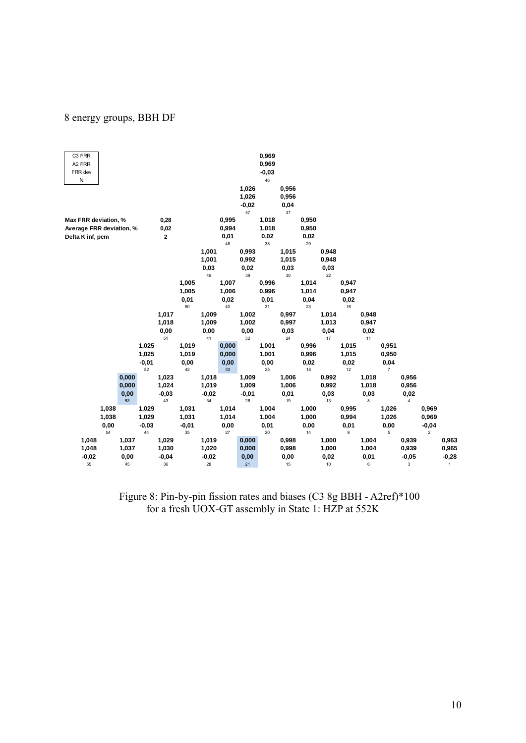8 energy groups, BBH DF

| C3 FRR |
|---|
| A2 FRR |
| FRR dev |
| N |

| | |
|---|---|
| **Max FRR deviation, %** | **0,28** |
| **Average FRR deviation, %** | **0,02** |
| **Delta K inf, pcm** | **2** |

| | | | | | | | | | | | | | | | | | | |
|---|---|---|---|---|---|---|---|---|---|---|---|---|---|---|---|---|---|---|
| | | | | | | | | | 0,969<br>0,969<br>-0,03<br>46 | | | | | | | | | |
| | | | | | | | | 1,026<br>1,026<br>-0,02<br>47 | | 0,956<br>0,956<br>0,04<br>37 | | | | | | | | |
| | | | | | | | 0,995<br>0,994<br>0,01<br>48 | | 1,018<br>1,018<br>0,02<br>38 | | 0,950<br>0,950<br>0,02<br>29 | | | | | | | |
| | | | | | | 1,001<br>1,001<br>0,03<br>49 | | 0,993<br>0,992<br>0,02<br>39 | | 1,015<br>1,015<br>0,03<br>30 | | 0,948<br>0,948<br>0,03<br>22 | | | | | | |
| | | | | | 1,005<br>1,005<br>0,01<br>50 | | 1,007<br>1,006<br>0,02<br>40 | | 0,996<br>0,996<br>0,01<br>31 | | 1,014<br>1,014<br>0,04<br>23 | | 0,947<br>0,947<br>0,02<br>16 | | | | | |
| | | | | 1,017<br>1,018<br>0,00<br>51 | | 1,009<br>1,009<br>0,00<br>41 | | 1,002<br>1,002<br>0,00<br>32 | | 0,997<br>0,997<br>0,03<br>24 | | 1,014<br>1,013<br>0,04<br>17 | | 0,948<br>0,947<br>0,02<br>11 | | | | |
| | | | 1,025<br>1,025<br>-0,01<br>52 | | 1,019<br>1,019<br>0,00<br>42 | | 0,000<br>0,000<br>0,00<br>33 | | 1,001<br>1,001<br>0,00<br>25 | | 0,996<br>0,996<br>0,02<br>18 | | 1,015<br>1,015<br>0,02<br>12 | | 0,951<br>0,950<br>0,04<br>7 | | | |
| | | 0,000<br>0,000<br>0,00<br>53 | | 1,023<br>1,024<br>-0,03<br>43 | | 1,018<br>1,019<br>-0,02<br>34 | | 1,009<br>1,009<br>-0,01<br>26 | | 1,006<br>1,006<br>0,01<br>19 | | 0,992<br>0,992<br>0,03<br>13 | | 1,018<br>1,018<br>0,03<br>8 | | 0,956<br>0,956<br>0,02<br>4 | | |
| | 1,038<br>1,038<br>0,00<br>54 | | 1,029<br>1,029<br>-0,03<br>44 | | 1,031<br>1,031<br>-0,01<br>35 | | 1,014<br>1,014<br>0,00<br>27 | | 1,004<br>1,004<br>0,01<br>20 | | 1,000<br>1,000<br>0,00<br>14 | | 0,995<br>0,994<br>0,01<br>9 | | 1,026<br>1,026<br>0,00<br>5 | | 0,969<br>0,969<br>-0,04<br>2 | |
| 1,048<br>1,048<br>-0,02<br>55 | | 1,037<br>1,037<br>0,00<br>45 | | 1,029<br>1,030<br>-0,04<br>36 | | 1,019<br>1,020<br>-0,02<br>28 | | 0,000<br>0,000<br>0,00<br>21 | | 0,998<br>0,998<br>0,00<br>15 | | 1,000<br>1,000<br>0,02<br>10 | | 1,004<br>1,004<br>0,01<br>6 | | 0,939<br>0,939<br>-0,05<br>3 | | 0,963<br>0,965<br>-0,28<br>1 |

Figure 8: Pin-by-pin fission rates and biases (C3 8g BBH - A2ref)*100 for a fresh UOX-GT assembly in State 1: HZP at 552K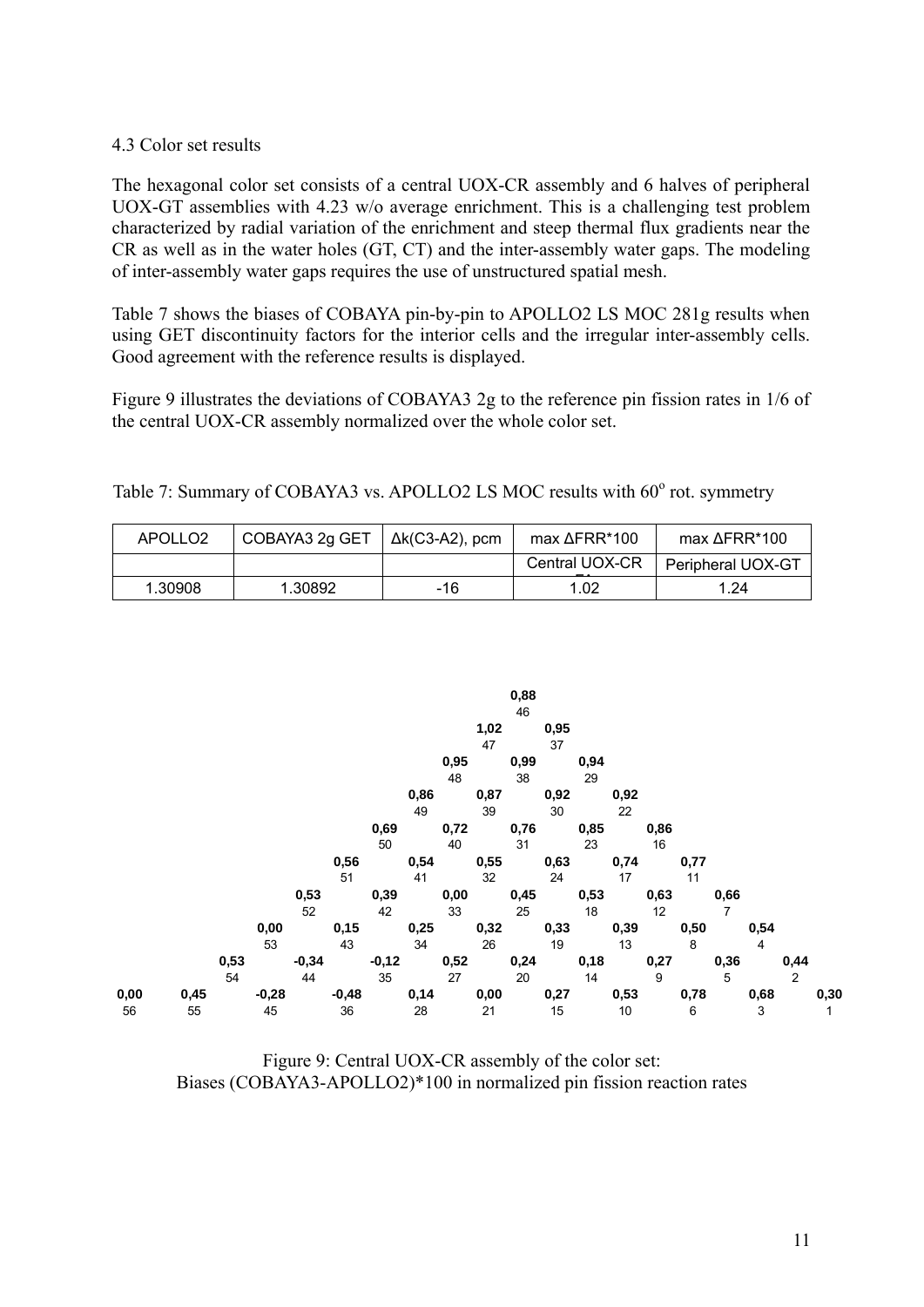4.3 Color set results

The hexagonal color set consists of a central UOX-CR assembly and 6 halves of peripheral UOX-GT assemblies with 4.23 w/o average enrichment. This is a challenging test problem characterized by radial variation of the enrichment and steep thermal flux gradients near the CR as well as in the water holes (GT, CT) and the inter-assembly water gaps. The modeling of inter-assembly water gaps requires the use of unstructured spatial mesh.

Table 7 shows the biases of COBAYA pin-by-pin to APOLLO2 LS MOC 281g results when using GET discontinuity factors for the interior cells and the irregular inter-assembly cells. Good agreement with the reference results is displayed.

Figure 9 illustrates the deviations of COBAYA3 2g to the reference pin fission rates in 1/6 of the central UOX-CR assembly normalized over the whole color set.

Table 7: Summary of COBAYA3 vs. APOLLO2 LS MOC results with 60$^{o}$ rot. symmetry

| APOLLO2 | COBAYA3 2g GET | Δk(C3-A2), pcm | max ΔFRR*100 | max ΔFRR*100 |
|---|---|---|---|---|
| | | | Central UOX-CR | Peripheral UOX-GT |
| 1.30908 | 1.30892 | -16 | 1.02 | 1.24 |

```
                                              0,88
                                               46
                                          1,02      0,95
                                           47        37
                                     0,95      0,99      0,94
                                      48        38        29
                                0,86      0,87      0,92      0,92
                                 49        39        30        22
                           0,69      0,72      0,76      0,85      0,86
                            50        40        31        23        16
                      0,56      0,54      0,55      0,63      0,74      0,77
                       51        41        32        24        17        11
                 0,53      0,39      0,00      0,45      0,53      0,63      0,66
                  52        42        33        25        18        12         7
            0,00      0,15      0,25      0,32      0,33      0,39      0,50      0,54
             53        43        34        26        19        13         8         4
       0,53     -0,34     -0,12      0,52      0,24      0,18      0,27      0,36      0,44
        54        44        35        27        20        14         9         5         2
0,00  0,45     -0,28     -0,48      0,14      0,00      0,27      0,53      0,78      0,68      0,30
 56    55        45        36        28        21        15        10         6         3         1
```

Figure 9: Central UOX-CR assembly of the color set:
Biases (COBAYA3-APOLLO2)*100 in normalized pin fission reaction rates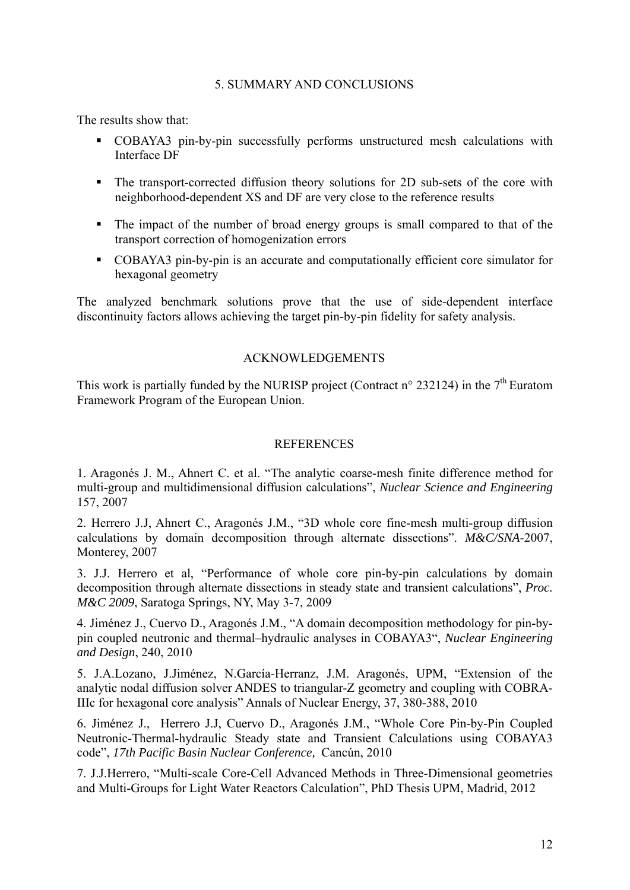## 5. SUMMARY AND CONCLUSIONS

The results show that:

- COBAYA3 pin-by-pin successfully performs unstructured mesh calculations with Interface DF
- The transport-corrected diffusion theory solutions for 2D sub-sets of the core with neighborhood-dependent XS and DF are very close to the reference results
- The impact of the number of broad energy groups is small compared to that of the transport correction of homogenization errors
- COBAYA3 pin-by-pin is an accurate and computationally efficient core simulator for hexagonal geometry

The analyzed benchmark solutions prove that the use of side-dependent interface discontinuity factors allows achieving the target pin-by-pin fidelity for safety analysis.

## ACKNOWLEDGEMENTS

This work is partially funded by the NURISP project (Contract n° 232124) in the 7th Euratom Framework Program of the European Union.

## REFERENCES

1. Aragonés J. M., Ahnert C. et al. "The analytic coarse-mesh finite difference method for multi-group and multidimensional diffusion calculations", *Nuclear Science and Engineering* 157, 2007

2. Herrero J.J, Ahnert C., Aragonés J.M., "3D whole core fine-mesh multi-group diffusion calculations by domain decomposition through alternate dissections". *M&C/SNA*-2007, Monterey, 2007

3. J.J. Herrero et al, "Performance of whole core pin-by-pin calculations by domain decomposition through alternate dissections in steady state and transient calculations", *Proc. M&C 2009*, Saratoga Springs, NY, May 3-7, 2009

4. Jiménez J., Cuervo D., Aragonés J.M., "A domain decomposition methodology for pin-by-pin coupled neutronic and thermal–hydraulic analyses in COBAYA3", *Nuclear Engineering and Design*, 240, 2010

5. J.A.Lozano, J.Jiménez, N.García-Herranz, J.M. Aragonés, UPM, "Extension of the analytic nodal diffusion solver ANDES to triangular-Z geometry and coupling with COBRA-IIIc for hexagonal core analysis" Annals of Nuclear Energy, 37, 380-388, 2010

6. Jiménez J., Herrero J.J, Cuervo D., Aragonés J.M., "Whole Core Pin-by-Pin Coupled Neutronic-Thermal-hydraulic Steady state and Transient Calculations using COBAYA3 code", *17th Pacific Basin Nuclear Conference,* Cancún, 2010

7. J.J.Herrero, "Multi-scale Core-Cell Advanced Methods in Three-Dimensional geometries and Multi-Groups for Light Water Reactors Calculation", PhD Thesis UPM, Madrid, 2012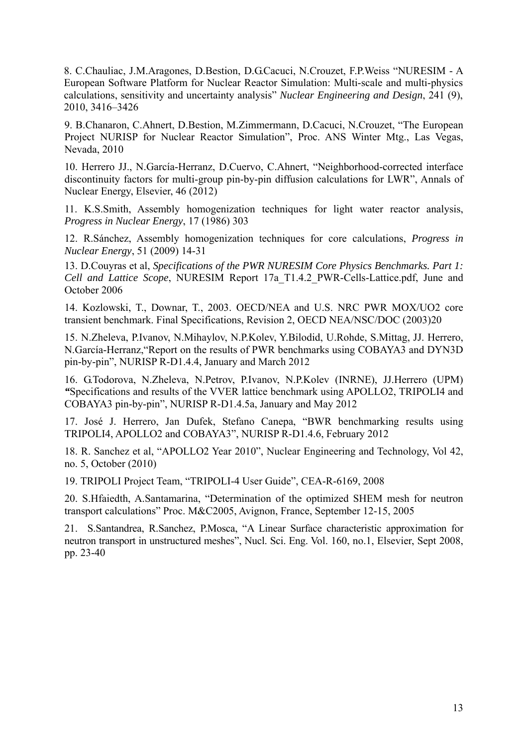8. C.Chauliac, J.M.Aragones, D.Bestion, D.G.Cacuci, N.Crouzet, F.P.Weiss "NURESIM - A European Software Platform for Nuclear Reactor Simulation: Multi-scale and multi-physics calculations, sensitivity and uncertainty analysis" *Nuclear Engineering and Design*, 241 (9), 2010, 3416–3426

9. B.Chanaron, C.Ahnert, D.Bestion, M.Zimmermann, D.Cacuci, N.Crouzet, "The European Project NURISP for Nuclear Reactor Simulation", Proc. ANS Winter Mtg., Las Vegas, Nevada, 2010

10. Herrero JJ., N.García-Herranz, D.Cuervo, C.Ahnert, "Neighborhood-corrected interface discontinuity factors for multi-group pin-by-pin diffusion calculations for LWR", Annals of Nuclear Energy, Elsevier, 46 (2012)

11. K.S.Smith, Assembly homogenization techniques for light water reactor analysis, *Progress in Nuclear Energy*, 17 (1986) 303

12. R.Sánchez, Assembly homogenization techniques for core calculations, *Progress in Nuclear Energy*, 51 (2009) 14-31

13. D.Couyras et al, *Specifications of the PWR NURESIM Core Physics Benchmarks. Part 1: Cell and Lattice Scope*, NURESIM Report 17a_T1.4.2_PWR-Cells-Lattice.pdf, June and October 2006

14. Kozlowski, T., Downar, T., 2003. OECD/NEA and U.S. NRC PWR MOX/UO2 core transient benchmark. Final Specifications, Revision 2, OECD NEA/NSC/DOC (2003)20

15. N.Zheleva, P.Ivanov, N.Mihaylov, N.P.Kolev, Y.Bilodid, U.Rohde, S.Mittag, JJ. Herrero, N.García-Herranz,"Report on the results of PWR benchmarks using COBAYA3 and DYN3D pin-by-pin", NURISP R-D1.4.4, January and March 2012

16. G.Todorova, N.Zheleva, N.Petrov, P.Ivanov, N.P.Kolev (INRNE), JJ.Herrero (UPM) "Specifications and results of the VVER lattice benchmark using APOLLO2, TRIPOLI4 and COBAYA3 pin-by-pin", NURISP R-D1.4.5a, January and May 2012

17. José J. Herrero, Jan Dufek, Stefano Canepa, "BWR benchmarking results using TRIPOLI4, APOLLO2 and COBAYA3", NURISP R-D1.4.6, February 2012

18. R. Sanchez et al, "APOLLO2 Year 2010", Nuclear Engineering and Technology, Vol 42, no. 5, October (2010)

19. TRIPOLI Project Team, "TRIPOLI-4 User Guide", CEA-R-6169, 2008

20. S.Hfaiedth, A.Santamarina, "Determination of the optimized SHEM mesh for neutron transport calculations" Proc. M&C2005, Avignon, France, September 12-15, 2005

21. S.Santandrea, R.Sanchez, P.Mosca, "A Linear Surface characteristic approximation for neutron transport in unstructured meshes", Nucl. Sci. Eng. Vol. 160, no.1, Elsevier, Sept 2008, pp. 23-40